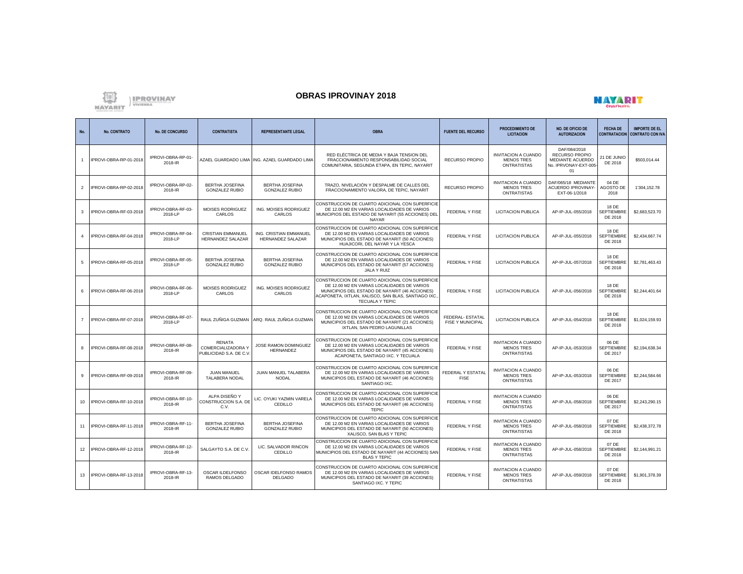# OBRAS IPROVINAY 2018

| No. | No. CONTRATO | No. DE CONCURSO | CONTRATISTA | REPRESENTANTE LEGAL | OBRA | FUENTE DEL RECURSO | PROCEDIMIENTO DE LICITACION | NO. DE OFICIO DE AUTORIZACION | FECHA DE CONTRATACION | IMPORTE DE EL CONTRATO CON IVA |
|---|---|---|---|---|---|---|---|---|---|---|
| 1 | IPROVI-OBRA-RP-01-2018 | IPROVI-OBRA-RP-01-2018-IR | AZAEL GUARDADO LIMA | ING. AZAEL GUARDADO LIMA | RED ELÉCTRICA DE MEDIA Y BAJA TENSION DEL FRACCIONAMIENTO RESPONSABILIDAD SOCIAL COMUNITARIA, SEGUNDA ETAPA, EN TEPIC, NAYARIT | RECURSO PROPIO | INVITACION A CUANDO MENOS TRES ONTRATISTAS | DAF/084/2018 RECURSO PROPIO MEDIANTE ACUERDO No. IPRVONAY-EXT-005-01 | 21 DE JUNIO DE 2018 | $503,014.44 |
| 2 | IPROVI-OBRA-RP-02-2018 | IPROVI-OBRA-RP-02-2018-IR | BERTHA JOSEFINA GONZALEZ RUBIO | BERTHA JOSEFINA GONZALEZ RUBIO | TRAZO, NIVELACIÓN Y DESPALME DE CALLES DEL FRACCIONAMIENTO VALORA, DE TEPIC, NAYARIT | RECURSO PROPIO | INVITACION A CUANDO MENOS TRES ONTRATISTAS | DAF/065/18 MEDIANTE ACUERDO IPROVINAY-EXT-06-1/2018 | 04 DE AGOSTO DE 2018 | 1'304,152.78 |
| 3 | IPROVI-OBRA-RF-03-2018 | IPROVI-OBRA-RF-03-2018-LP | MOISES RODRIGUEZ CARLOS | ING. MOISES RODRIGUEZ CARLOS | CONSTRUCCION DE CUARTO ADICIONAL CON SUPERFICIE DE 12.00 M2 EN VARIAS LOCALIDADES DE VARIOS MUNICIPIOS DEL ESTADO DE NAYARIT (55 ACCIONES) DEL NAYAR | FEDERAL Y FISE | LICITACION PUBLICA | AP-IP-JUL-055/2018 | 18 DE SEPTIEMBRE DE 2018 | $2,683,523.70 |
| 4 | IPROVI-OBRA-RF-04-2018 | IPROVI-OBRA-RF-04-2018-LP | CRISTIAN EMMANUEL HERNANDEZ SALAZAR | ING. CRISTIAN EMMANUEL HERNANDEZ SALAZAR | CONSTRUCCION DE CUARTO ADICIONAL CON SUPERFICIE DE 12.00 M2 EN VARIAS LOCALIDADES DE VARIOS MUNICIPIOS DEL ESTADO DE NAYARIT (50 ACCIONES) HUAJICORI, DEL NAYAR Y LA YESCA | FEDERAL Y FISE | LICITACION PUBLICA | AP-IP-JUL-055/2018 | 18 DE SEPTIEMBRE DE 2018 | $2,434,667.74 |
| 5 | IPROVI-OBRA-RF-05-2018 | IPROVI-OBRA-RF-05-2018-LP | BERTHA JOSEFINA GONZALEZ RUBIO | BERTHA JOSEFINA GONZALEZ RUBIO | CONSTRUCCION DE CUARTO ADICIONAL CON SUPERFICIE DE 12.00 M2 EN VARIAS LOCALIDADES DE VARIOS MUNICIPIOS DEL ESTADO DE NAYARIT (57 ACCIONES) JALA Y RUIZ | FEDERAL Y FISE | LICITACION PUBLICA | AP-IP-JUL-057/2018 | 18 DE SEPTIEMBRE DE 2018 | $2,781,463.43 |
| 6 | IPROVI-OBRA-RF-06-2018 | IPROVI-OBRA-RF-06-2018-LP | MOISES RODRIGUEZ CARLOS | ING. MOISES RODRIGUEZ CARLOS | CONSTRUCCION DE CUARTO ADICIONAL CON SUPERFICIE DE 12.00 M2 EN VARIAS LOCALIDADES DE VARIOS MUNICIPIOS DEL ESTADO DE NAYARIT (46 ACCIONES) ACAPONETA, IXTLAN, XALISCO, SAN BLAS, SANTIAGO IXC., TECUALA Y TEPIC | FEDERAL Y FISE | LICITACION PUBLICA | AP-IP-JUL-056/2018 | 18 DE SEPTIEMBRE DE 2018 | $2,244,401.64 |
| 7 | IPROVI-OBRA-RF-07-2018 | IPROVI-OBRA-RF-07-2018-LP | RAUL ZUÑIGA GUZMAN | ARQ. RAUL ZUÑIGA GUZMAN | CONSTRUCCION DE CUARTO ADICIONAL CON SUPERFICIE DE 12.00 M2 EN VARIAS LOCALIDADES DE VARIOS MUNICIPIOS DEL ESTADO DE NAYARIT (21 ACCIONES) IXTLAN, SAN PEDRO LAGUNILLAS | FEDERAL- ESTATAL FISE Y MUNICIPAL | LICITACION PUBLICA | AP-IP-JUL-054/2018 | 18 DE SEPTIEMBRE DE 2018 | $1,024,159.93 |
| 8 | IPROVI-OBRA-RF-08-2018 | IPROVI-OBRA-RF-08-2018-IR | RENATA COMERCIALIZADORA Y PUBLICIDAD S.A. DE C.V. | JOSE RAMON DOMINGUEZ HERNANDEZ | CONSTRUCCION DE CUARTO ADICIONAL CON SUPERFICIE DE 12.00 M2 EN VARIAS LOCALIDADES DE VARIOS MUNICIPIOS DEL ESTADO DE NAYARIT (45 ACCIONES) ACAPONETA, SANTIAGO IXC. Y TECUALA | FEDERAL Y FISE | INVITACION A CUANDO MENOS TRES ONTRATISTAS | AP-IP-JUL-053/2018 | 06 DE SEPTIEMBRE DE 2017 | $2,194,638.34 |
| 9 | IPROVI-OBRA-RF-09-2018 | IPROVI-OBRA-RF-09-2018-IR | JUAN MANUEL TALABERA NODAL | JUAN MANUEL TALABERA NODAL | CONSTRUCCION DE CUARTO ADICIONAL CON SUPERFICIE DE 12.00 M2 EN VARIAS LOCALIDADES DE VARIOS MUNICIPIOS DEL ESTADO DE NAYARIT (46 ACCIONES) SANTIAGO IXC. | FEDERAL Y ESTATAL FISE | INVITACION A CUANDO MENOS TRES ONTRATISTAS | AP-IP-JUL-053/2018 | 06 DE SEPTIEMBRE DE 2017 | $2,244,584.66 |
| 10 | IPROVI-OBRA-RF-10-2018 | IPROVI-OBRA-RF-10-2018-IR | ALPA DISEÑO Y CONSTRUCCION S.A. DE C.V. | LIC. OYUKI YAZMIN VARELA CEDILLO | CONSTRUCCION DE CUARTO ADICIONAL CON SUPERFICIE DE 12.00 M2 EN VARIAS LOCALIDADES DE VARIOS MUNICIPIOS DEL ESTADO DE NAYARIT (46 ACCIONES) TEPIC | FEDERAL Y FISE | INVITACION A CUANDO MENOS TRES ONTRATISTAS | AP-IP-JUL-058/2018 | 06 DE SEPTIEMBRE DE 2017 | $2,243,290.15 |
| 11 | IPROVI-OBRA-RF-11-2018 | IPROVI-OBRA-RF-11-2018-IR | BERTHA JOSEFINA GONZALEZ RUBIO | BERTHA JOSEFINA GONZALEZ RUBIO | CONSTRUCCION DE CUARTO ADICIONAL CON SUPERFICIE DE 12.00 M2 EN VARIAS LOCALIDADES DE VARIOS MUNICIPIOS DEL ESTADO DE NAYARIT (50 ACCIONES) XALISCO, SAN BLAS Y TEPIC | FEDERAL Y FISE | INVITACION A CUANDO MENOS TRES ONTRATISTAS | AP-IP-JUL-058/2018 | 07 DE SEPTIEMBRE DE 2018 | $2,438,372.78 |
| 12 | IPROVI-OBRA-RF-12-2018 | IPROVI-OBRA-RF-12-2018-IR | SALGAYTO S.A. DE C.V. | LIC. SALVADOR RINCON CEDILLO | CONSTRUCCION DE CUARTO ADICIONAL CON SUPERFICIE DE 12.00 M2 EN VARIAS LOCALIDADES DE VARIOS MUNICIPIOS DEL ESTADO DE NAYARIT (44 ACCIONES) SAN BLAS Y TEPIC | FEDERAL Y FISE | INVITACION A CUANDO MENOS TRES ONTRATISTAS | AP-IP-JUL-058/2018 | 07 DE SEPTIEMBRE DE 2018 | $2,144,991.21 |
| 13 | IPROVI-OBRA-RF-13-2018 | IPROVI-OBRA-RF-13-2018-IR | OSCAR ILDELFONSO RAMOS DELGADO | OSCAR IDELFONSO RAMOS DELGADO | CONSTRUCCION DE CUARTO ADICIONAL CON SUPERFICIE DE 12.00 M2 EN VARIAS LOCALIDADES DE VARIOS MUNICIPIOS DEL ESTADO DE NAYARIT (39 ACCIONES) SANTIAGO IXC. Y TEPIC | FEDERAL Y FISE | INVITACION A CUANDO MENOS TRES ONTRATISTAS | AP-IP-JUL-059/2018 | 07 DE SEPTIEMBRE DE 2018 | $1,901,378.39 |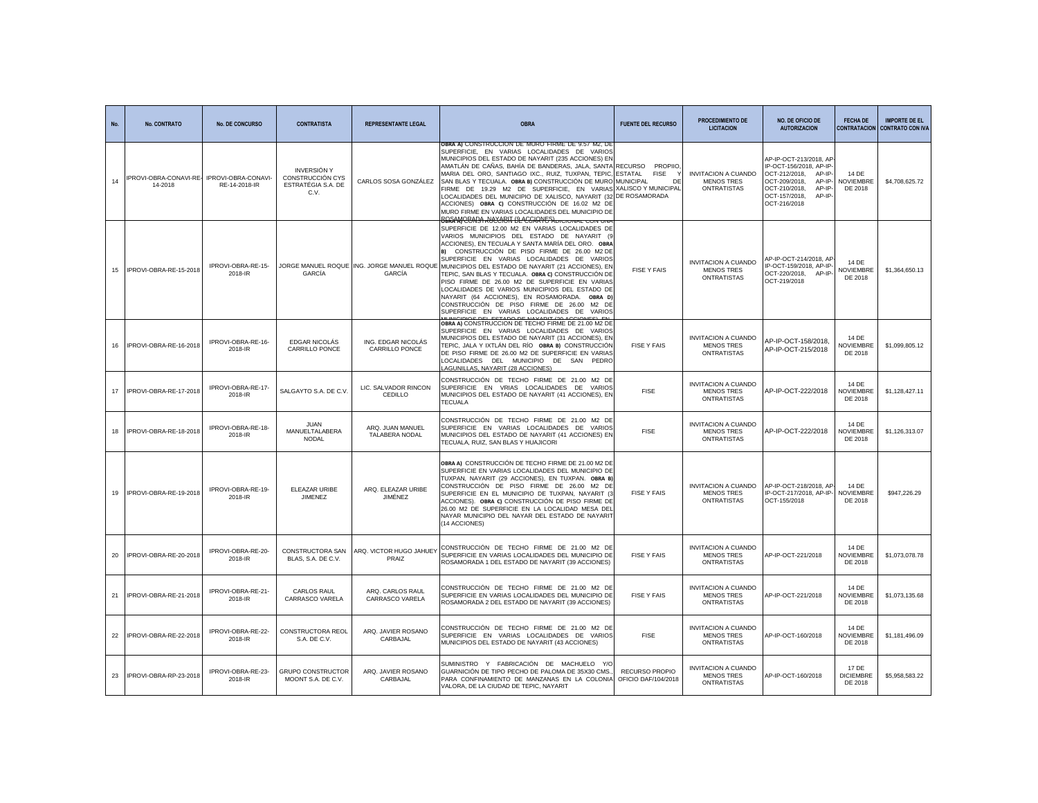| No. | No. CONTRATO | No. DE CONCURSO | CONTRATISTA | REPRESENTANTE LEGAL | OBRA | FUENTE DEL RECURSO | PROCEDIMIENTO DE LICITACION | NO. DE OFICIO DE AUTORIZACION | FECHA DE CONTRATACION | IMPORTE DE EL CONTRATO CON IVA |
|---|---|---|---|---|---|---|---|---|---|---|
| 14 | IPROVI-OBRA-CONAVI-RE-14-2018 | IPROVI-OBRA-CONAVI-RE-14-2018-IR | INVERSIÓN Y CONSTRUCCIÓN CYS ESTRATÉGIA S.A. DE C.V. | CARLOS SOSA GONZÁLEZ | **OBRA A)** CONSTRUCCION DE MURO FIRME DE 9.57 M2, DE SUPERFICIE, EN VARIAS LOCALIDADES DE VARIOS MUNICIPIOS DEL ESTADO DE NAYARIT (235 ACCIONES) EN AMATLÁN DE CAÑAS, BAHÍA DE BANDERAS, JALA, SANTA MARIA DEL ORO, SANTIAGO IXC., RUIZ, TUXPAN, TEPIC, SAN BLAS Y TECUALA. **OBRA B)** CONSTRUCCIÓN DE MURO FIRME DE 19.29 M2 DE SUPERFICIE, EN VARIAS LOCALIDADES DEL MUNICIPIO DE XALISCO, NAYARIT (32 ACCIONES) **OBRA C)** CONSTRUCCIÓN DE 16.02 M2 DE MURO FIRME EN VARIAS LOCALIDADES DEL MUNICIPIO DE ROSAMORADA, NAYARIT (9 ACCIONES) | RECURSO PROPIIO, ESTATAL FISE Y MUNICIPAL DE XALISCO Y MUNICIPAL DE ROSAMORADA | INVITACION A CUANDO MENOS TRES ONTRATISTAS | AP-IP-OCT-213/2018, AP-IP-OCT-156/2018, AP-IP-OCT-212/2018, AP-IP-OCT-209/2018, AP-IP-OCT-210/2018, AP-IP-OCT-157/2018, AP-IP-OCT-216/2018 | 14 DE NOVIEMBRE DE 2018 | $4,708,625.72 |
| 15 | IPROVI-OBRA-RE-15-2018 | IPROVI-OBRA-RE-15-2018-IR | JORGE MANUEL ROQUE GARCÍA | ING. JORGE MANUEL ROQUE GARCÍA | **OBRA A)** CONSTRUCCIÓN DE CUARTO ADICIONAL CON UNA SUPERFICIE DE 12.00 M2 EN VARIAS LOCALIDADES DE VARIOS MUNICIPIOS DEL ESTADO DE NAYARIT (9 ACCIONES), EN TECUALA Y SANTA MARÍA DEL ORO. **OBRA B)** CONSTRUCCIÓN DE PISO FIRME DE 26.00 M2 DE SUPERFICIE EN VARIAS LOCALIDADES DE VARIOS MUNICIPIOS DEL ESTADO DE NAYARIT (21 ACCIONES), EN TEPIC, SAN BLAS Y TECUALA. **OBRA C)** CONSTRUCCIÓN DE PISO FIRME DE 26.00 M2 DE SUPERFICIE EN VARIAS LOCALIDADES DE VARIOS MUNICIPIOS DEL ESTADO DE NAYARIT (64 ACCIONES), EN ROSAMORADA. **OBRA D)** CONSTRUCCIÓN DE PISO FIRME DE 26.00 M2 DE SUPERFICIE EN VARIAS LOCALIDADES DE VARIOS MUNICIPIOS DEL ESTADO DE NAYARIT (20 ACCIONES), EN | FISE Y FAIS | INVITACION A CUANDO MENOS TRES ONTRATISTAS | AP-IP-OCT-214/2018, AP-IP-OCT-159/2018, AP-IP-OCT-220/2018, AP-IP-OCT-219/2018 | 14 DE NOVIEMBRE DE 2018 | $1,364,650.13 |
| 16 | IPROVI-OBRA-RE-16-2018 | IPROVI-OBRA-RE-16-2018-IR | EDGAR NICOLÁS CARRILLO PONCE | ING. EDGAR NICOLÁS CARRILLO PONCE | **OBRA A)** CONSTRUCCION DE TECHO FIRME DE 21.00 M2 DE SUPERFICIE EN VARIAS LOCALIDADES DE VARIOS MUNICIPIOS DEL ESTADO DE NAYARIT (31 ACCIONES), EN TEPIC, JALA Y IXTLÁN DEL RÍO **OBRA B)** CONSTRUCCIÓN DE PISO FIRME DE 26.00 M2 DE SUPERFICIE EN VARIAS LOCALIDADES DEL MUNICIPIO DE SAN PEDRO LAGUNILLAS, NAYARIT (28 ACCIONES) | FISE Y FAIS | INVITACION A CUANDO MENOS TRES ONTRATISTAS | AP-IP-OCT-158/2018, AP-IP-OCT-215/2018 | 14 DE NOVIEMBRE DE 2018 | $1,099,805.12 |
| 17 | IPROVI-OBRA-RE-17-2018 | IPROVI-OBRA-RE-17-2018-IR | SALGAYTO S.A. DE C.V. | LIC. SALVADOR RINCON CEDILLO | CONSTRUCCIÓN DE TECHO FIRME DE 21.00 M2 DE SUPERFICIE EN VRIAS LOCALIDADES DE VARIOS MUNICIPIOS DEL ESTADO DE NAYARIT (41 ACCIONES), EN TECUALA | FISE | INVITACION A CUANDO MENOS TRES ONTRATISTAS | AP-IP-OCT-222/2018 | 14 DE NOVIEMBRE DE 2018 | $1,128,427.11 |
| 18 | IPROVI-OBRA-RE-18-2018 | IPROVI-OBRA-RE-18-2018-IR | JUAN MANUELTALABERA NODAL | ARQ. JUAN MANUEL TALABERA NODAL | CONSTRUCCIÓN DE TECHO FIRME DE 21.00 M2 DE SUPERFICIE EN VARIAS LOCALIDADES DE VARIOS MUNICIPIOS DEL ESTADO DE NAYARIT (41 ACCIONES) EN TECUALA, RUIZ, SAN BLAS Y HUAJICORI | FISE | INVITACION A CUANDO MENOS TRES ONTRATISTAS | AP-IP-OCT-222/2018 | 14 DE NOVIEMBRE DE 2018 | $1,126,313.07 |
| 19 | IPROVI-OBRA-RE-19-2018 | IPROVI-OBRA-RE-19-2018-IR | ELEAZAR URIBE JIMENEZ | ARQ. ELEAZAR URIBE JIMÉNEZ | **OBRA A)** CONSTRUCCIÓN DE TECHO FIRME DE 21.00 M2 DE SUPERFICIE EN VARIAS LOCALIDADES DEL MUNICIPIO DE TUXPAN, NAYARIT (29 ACCIONES), EN TUXPAN. **OBRA B)** CONSTRUCCIÓN DE PISO FIRME DE 26.00 M2 DE SUPERFICIE EN EL MUNICIPIO DE TUXPAN, NAYARIT (3 ACCIONES). **OBRA C)** CONSTRUCCIÓN DE PISO FIRME DE 26.00 M2 DE SUPERFICIE EN LA LOCALIDAD MESA DEL NAYAR MUNICIPIO DEL NAYAR DEL ESTADO DE NAYARIT (14 ACCIONES) | FISE Y FAIS | INVITACION A CUANDO MENOS TRES ONTRATISTAS | AP-IP-OCT-218/2018, AP-IP-OCT-217/2018, AP-IP-OCT-155/2018 | 14 DE NOVIEMBRE DE 2018 | $947,226.29 |
| 20 | IPROVI-OBRA-RE-20-2018 | IPROVI-OBRA-RE-20-2018-IR | CONSTRUCTORA SAN BLAS, S.A. DE C.V. | ARQ. VICTOR HUGO JAHUEY PRAIZ | CONSTRUCCIÓN DE TECHO FIRME DE 21.00 M2 DE SUPERFICIE EN VARIAS LOCALIDADES DEL MUNICIPIO DE ROSAMORADA 1 DEL ESTADO DE NAYARIT (39 ACCIONES) | FISE Y FAIS | INVITACION A CUANDO MENOS TRES ONTRATISTAS | AP-IP-OCT-221/2018 | 14 DE NOVIEMBRE DE 2018 | $1,073,078.78 |
| 21 | IPROVI-OBRA-RE-21-2018 | IPROVI-OBRA-RE-21-2018-IR | CARLOS RAUL CARRASCO VARELA | ARQ. CARLOS RAUL CARRASCO VARELA | CONSTRUCCIÓN DE TECHO FIRME DE 21.00 M2 DE SUPERFICIE EN VARIAS LOCALIDADES DEL MUNICIPIO DE ROSAMORADA 2 DEL ESTADO DE NAYARIT (39 ACCIONES) | FISE Y FAIS | INVITACION A CUANDO MENOS TRES ONTRATISTAS | AP-IP-OCT-221/2018 | 14 DE NOVIEMBRE DE 2018 | $1,073,135.68 |
| 22 | IPROVI-OBRA-RE-22-2018 | IPROVI-OBRA-RE-22-2018-IR | CONSTRUCTORA REOL S.A. DE C.V. | ARQ. JAVIER ROSANO CARBAJAL | CONSTRUCCIÓN DE TECHO FIRME DE 21.00 M2 DE SUPERFICIE EN VARIAS LOCALIDADES DE VARIOS MUNICIPIOS DEL ESTADO DE NAYARIT (43 ACCIONES) | FISE | INVITACION A CUANDO MENOS TRES ONTRATISTAS | AP-IP-OCT-160/2018 | 14 DE NOVIEMBRE DE 2018 | $1,181,496.09 |
| 23 | IPROVI-OBRA-RP-23-2018 | IPROVI-OBRA-RE-23-2018-IR | GRUPO CONSTRUCTOR MOONT S.A. DE C.V. | ARQ. JAVIER ROSANO CARBAJAL | SUMINISTRO Y FABRICACIÓN DE MACHUELO Y/O GUARNICIÓN DE TIPO PECHO DE PALOMA DE 35X30 CMS., PARA CONFINAMIENTO DE MANZANAS EN LA COLONIA VALORA, DE LA CIUDAD DE TEPIC, NAYARIT | RECURSO PROPIO OFICIO DAF/104/2018 | INVITACION A CUANDO MENOS TRES ONTRATISTAS | AP-IP-OCT-160/2018 | 17 DE DICIEMBRE DE 2018 | $5,958,583.22 |